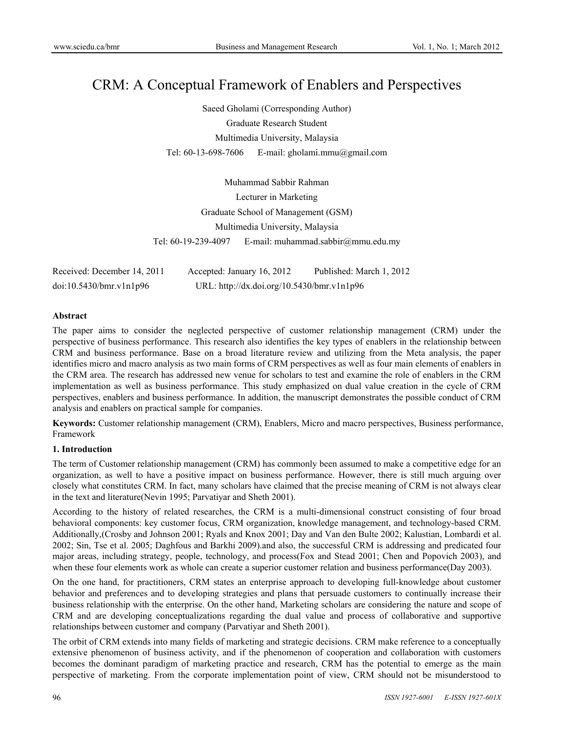# CRM: A Conceptual Framework of Enablers and Perspectives

Saeed Gholami (Corresponding Author)

Graduate Research Student

Multimedia University, Malaysia

Tel: 60-13-698-7606 E-mail: gholami.mmu@gmail.com

Muhammad Sabbir Rahman

Lecturer in Marketing

Graduate School of Management (GSM)

Multimedia University, Malaysia

Tel: 60-19-239-4097 E-mail: muhammad.sabbir@mmu.edu.my

Received: December 14, 2011 Accepted: January 16, 2012 Published: March 1, 2012

doi:10.5430/bmr.v1n1p96 URL: http://dx.doi.org/10.5430/bmr.v1n1p96

**Abstract**

The paper aims to consider the neglected perspective of customer relationship management (CRM) under the perspective of business performance. This research also identifies the key types of enablers in the relationship between CRM and business performance. Base on a broad literature review and utilizing from the Meta analysis, the paper identifies micro and macro analysis as two main forms of CRM perspectives as well as four main elements of enablers in the CRM area. The research has addressed new venue for scholars to test and examine the role of enablers in the CRM implementation as well as business performance. This study emphasized on dual value creation in the cycle of CRM perspectives, enablers and business performance. In addition, the manuscript demonstrates the possible conduct of CRM analysis and enablers on practical sample for companies.

**Keywords:** Customer relationship management (CRM), Enablers, Micro and macro perspectives, Business performance, Framework

## 1. Introduction

The term of Customer relationship management (CRM) has commonly been assumed to make a competitive edge for an organization, as well to have a positive impact on business performance. However, there is still much arguing over closely what constitutes CRM. In fact, many scholars have claimed that the precise meaning of CRM is not always clear in the text and literature(Nevin 1995; Parvatiyar and Sheth 2001).

According to the history of related researches, the CRM is a multi-dimensional construct consisting of four broad behavioral components: key customer focus, CRM organization, knowledge management, and technology-based CRM. Additionally,(Crosby and Johnson 2001; Ryals and Knox 2001; Day and Van den Bulte 2002; Kalustian, Lombardi et al. 2002; Sin, Tse et al. 2005; Daghfous and Barkhi 2009).and also, the successful CRM is addressing and predicated four major areas, including strategy, people, technology, and process(Fox and Stead 2001; Chen and Popovich 2003), and when these four elements work as whole can create a superior customer relation and business performance(Day 2003).

On the one hand, for practitioners, CRM states an enterprise approach to developing full-knowledge about customer behavior and preferences and to developing strategies and plans that persuade customers to continually increase their business relationship with the enterprise. On the other hand, Marketing scholars are considering the nature and scope of CRM and are developing conceptualizations regarding the dual value and process of collaborative and supportive relationships between customer and company (Parvatiyar and Sheth 2001).

The orbit of CRM extends into many fields of marketing and strategic decisions. CRM make reference to a conceptually extensive phenomenon of business activity, and if the phenomenon of cooperation and collaboration with customers becomes the dominant paradigm of marketing practice and research, CRM has the potential to emerge as the main perspective of marketing. From the corporate implementation point of view, CRM should not be misunderstood to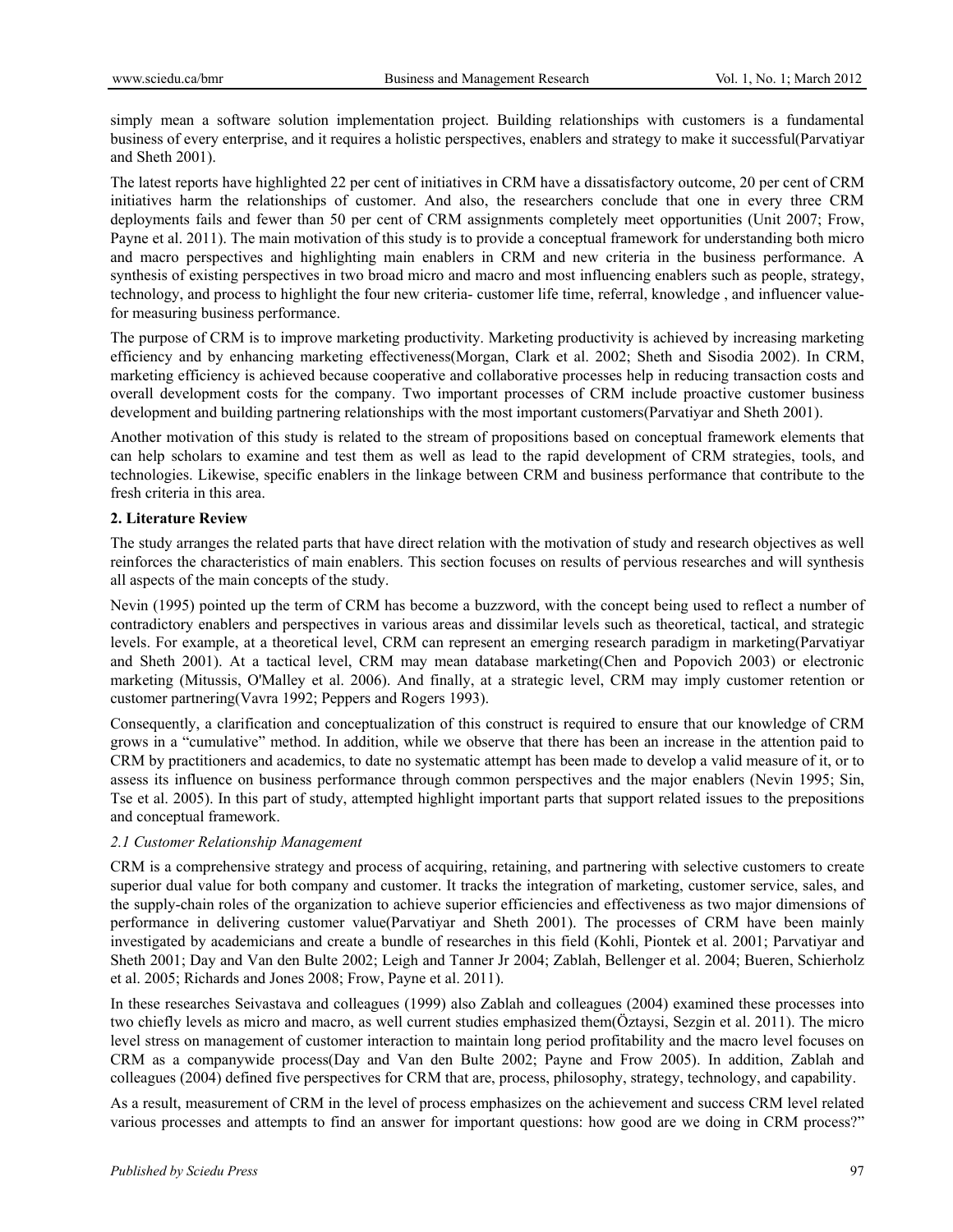simply mean a software solution implementation project. Building relationships with customers is a fundamental business of every enterprise, and it requires a holistic perspectives, enablers and strategy to make it successful(Parvatiyar and Sheth 2001).

The latest reports have highlighted 22 per cent of initiatives in CRM have a dissatisfactory outcome, 20 per cent of CRM initiatives harm the relationships of customer. And also, the researchers conclude that one in every three CRM deployments fails and fewer than 50 per cent of CRM assignments completely meet opportunities (Unit 2007; Frow, Payne et al. 2011). The main motivation of this study is to provide a conceptual framework for understanding both micro and macro perspectives and highlighting main enablers in CRM and new criteria in the business performance. A synthesis of existing perspectives in two broad micro and macro and most influencing enablers such as people, strategy, technology, and process to highlight the four new criteria- customer life time, referral, knowledge , and influencer value- for measuring business performance.

The purpose of CRM is to improve marketing productivity. Marketing productivity is achieved by increasing marketing efficiency and by enhancing marketing effectiveness(Morgan, Clark et al. 2002; Sheth and Sisodia 2002). In CRM, marketing efficiency is achieved because cooperative and collaborative processes help in reducing transaction costs and overall development costs for the company. Two important processes of CRM include proactive customer business development and building partnering relationships with the most important customers(Parvatiyar and Sheth 2001).

Another motivation of this study is related to the stream of propositions based on conceptual framework elements that can help scholars to examine and test them as well as lead to the rapid development of CRM strategies, tools, and technologies. Likewise, specific enablers in the linkage between CRM and business performance that contribute to the fresh criteria in this area.

## 2. Literature Review

The study arranges the related parts that have direct relation with the motivation of study and research objectives as well reinforces the characteristics of main enablers. This section focuses on results of pervious researches and will synthesis all aspects of the main concepts of the study.

Nevin (1995) pointed up the term of CRM has become a buzzword, with the concept being used to reflect a number of contradictory enablers and perspectives in various areas and dissimilar levels such as theoretical, tactical, and strategic levels. For example, at a theoretical level, CRM can represent an emerging research paradigm in marketing(Parvatiyar and Sheth 2001). At a tactical level, CRM may mean database marketing(Chen and Popovich 2003) or electronic marketing (Mitussis, O'Malley et al. 2006). And finally, at a strategic level, CRM may imply customer retention or customer partnering(Vavra 1992; Peppers and Rogers 1993).

Consequently, a clarification and conceptualization of this construct is required to ensure that our knowledge of CRM grows in a "cumulative" method. In addition, while we observe that there has been an increase in the attention paid to CRM by practitioners and academics, to date no systematic attempt has been made to develop a valid measure of it, or to assess its influence on business performance through common perspectives and the major enablers (Nevin 1995; Sin, Tse et al. 2005). In this part of study, attempted highlight important parts that support related issues to the prepositions and conceptual framework.

### *2.1 Customer Relationship Management*

CRM is a comprehensive strategy and process of acquiring, retaining, and partnering with selective customers to create superior dual value for both company and customer. It tracks the integration of marketing, customer service, sales, and the supply-chain roles of the organization to achieve superior efficiencies and effectiveness as two major dimensions of performance in delivering customer value(Parvatiyar and Sheth 2001). The processes of CRM have been mainly investigated by academicians and create a bundle of researches in this field (Kohli, Piontek et al. 2001; Parvatiyar and Sheth 2001; Day and Van den Bulte 2002; Leigh and Tanner Jr 2004; Zablah, Bellenger et al. 2004; Bueren, Schierholz et al. 2005; Richards and Jones 2008; Frow, Payne et al. 2011).

In these researches Seivastava and colleagues (1999) also Zablah and colleagues (2004) examined these processes into two chiefly levels as micro and macro, as well current studies emphasized them(Öztaysi, Sezgin et al. 2011). The micro level stress on management of customer interaction to maintain long period profitability and the macro level focuses on CRM as a companywide process(Day and Van den Bulte 2002; Payne and Frow 2005). In addition, Zablah and colleagues (2004) defined five perspectives for CRM that are, process, philosophy, strategy, technology, and capability.

As a result, measurement of CRM in the level of process emphasizes on the achievement and success CRM level related various processes and attempts to find an answer for important questions: how good are we doing in CRM process?"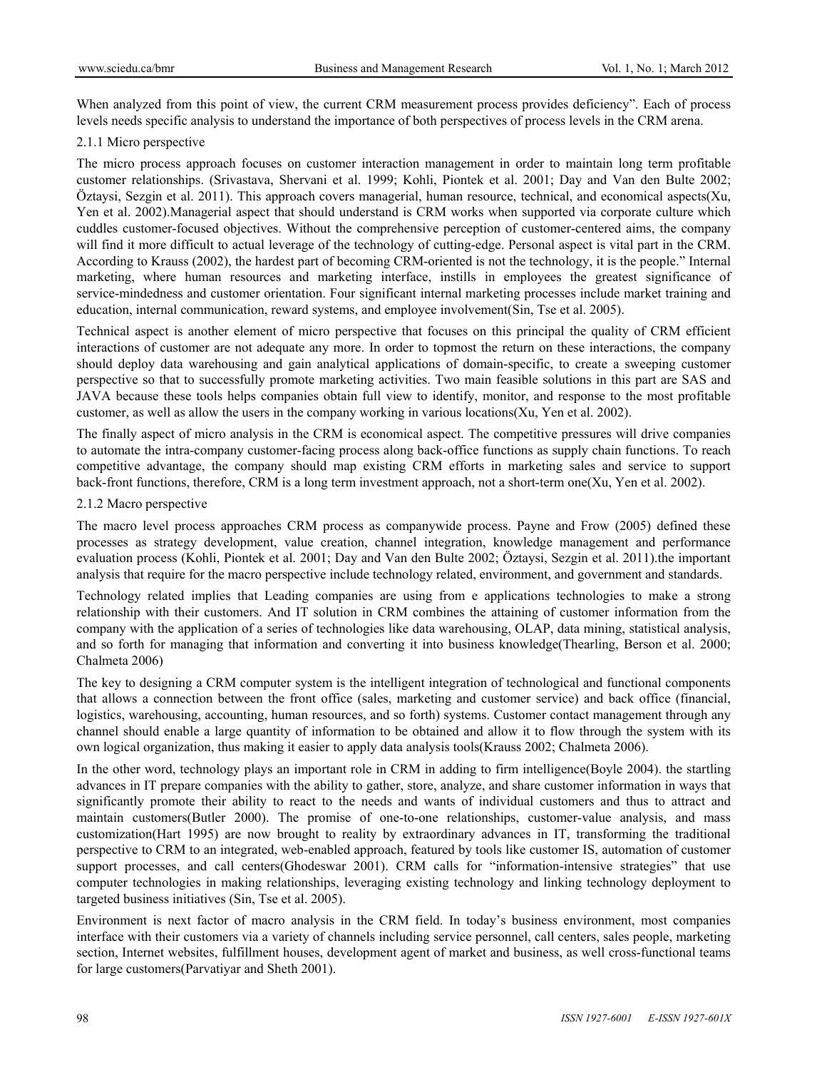When analyzed from this point of view, the current CRM measurement process provides deficiency". Each of process levels needs specific analysis to understand the importance of both perspectives of process levels in the CRM arena.

### 2.1.1 Micro perspective

The micro process approach focuses on customer interaction management in order to maintain long term profitable customer relationships. (Srivastava, Shervani et al. 1999; Kohli, Piontek et al. 2001; Day and Van den Bulte 2002; Öztaysi, Sezgin et al. 2011). This approach covers managerial, human resource, technical, and economical aspects(Xu, Yen et al. 2002).Managerial aspect that should understand is CRM works when supported via corporate culture which cuddles customer-focused objectives. Without the comprehensive perception of customer-centered aims, the company will find it more difficult to actual leverage of the technology of cutting-edge. Personal aspect is vital part in the CRM. According to Krauss (2002), the hardest part of becoming CRM-oriented is not the technology, it is the people." Internal marketing, where human resources and marketing interface, instills in employees the greatest significance of service-mindedness and customer orientation. Four significant internal marketing processes include market training and education, internal communication, reward systems, and employee involvement(Sin, Tse et al. 2005).

Technical aspect is another element of micro perspective that focuses on this principal the quality of CRM efficient interactions of customer are not adequate any more. In order to topmost the return on these interactions, the company should deploy data warehousing and gain analytical applications of domain-specific, to create a sweeping customer perspective so that to successfully promote marketing activities. Two main feasible solutions in this part are SAS and JAVA because these tools helps companies obtain full view to identify, monitor, and response to the most profitable customer, as well as allow the users in the company working in various locations(Xu, Yen et al. 2002).

The finally aspect of micro analysis in the CRM is economical aspect. The competitive pressures will drive companies to automate the intra-company customer-facing process along back-office functions as supply chain functions. To reach competitive advantage, the company should map existing CRM efforts in marketing sales and service to support back-front functions, therefore, CRM is a long term investment approach, not a short-term one(Xu, Yen et al. 2002).

### 2.1.2 Macro perspective

The macro level process approaches CRM process as companywide process. Payne and Frow (2005) defined these processes as strategy development, value creation, channel integration, knowledge management and performance evaluation process (Kohli, Piontek et al. 2001; Day and Van den Bulte 2002; Öztaysi, Sezgin et al. 2011).the important analysis that require for the macro perspective include technology related, environment, and government and standards.

Technology related implies that Leading companies are using from e applications technologies to make a strong relationship with their customers. And IT solution in CRM combines the attaining of customer information from the company with the application of a series of technologies like data warehousing, OLAP, data mining, statistical analysis, and so forth for managing that information and converting it into business knowledge(Thearling, Berson et al. 2000; Chalmeta 2006)

The key to designing a CRM computer system is the intelligent integration of technological and functional components that allows a connection between the front office (sales, marketing and customer service) and back office (financial, logistics, warehousing, accounting, human resources, and so forth) systems. Customer contact management through any channel should enable a large quantity of information to be obtained and allow it to flow through the system with its own logical organization, thus making it easier to apply data analysis tools(Krauss 2002; Chalmeta 2006).

In the other word, technology plays an important role in CRM in adding to firm intelligence(Boyle 2004). the startling advances in IT prepare companies with the ability to gather, store, analyze, and share customer information in ways that significantly promote their ability to react to the needs and wants of individual customers and thus to attract and maintain customers(Butler 2000). The promise of one-to-one relationships, customer-value analysis, and mass customization(Hart 1995) are now brought to reality by extraordinary advances in IT, transforming the traditional perspective to CRM to an integrated, web-enabled approach, featured by tools like customer IS, automation of customer support processes, and call centers(Ghodeswar 2001). CRM calls for "information-intensive strategies" that use computer technologies in making relationships, leveraging existing technology and linking technology deployment to targeted business initiatives (Sin, Tse et al. 2005).

Environment is next factor of macro analysis in the CRM field. In today's business environment, most companies interface with their customers via a variety of channels including service personnel, call centers, sales people, marketing section, Internet websites, fulfillment houses, development agent of market and business, as well cross-functional teams for large customers(Parvatiyar and Sheth 2001).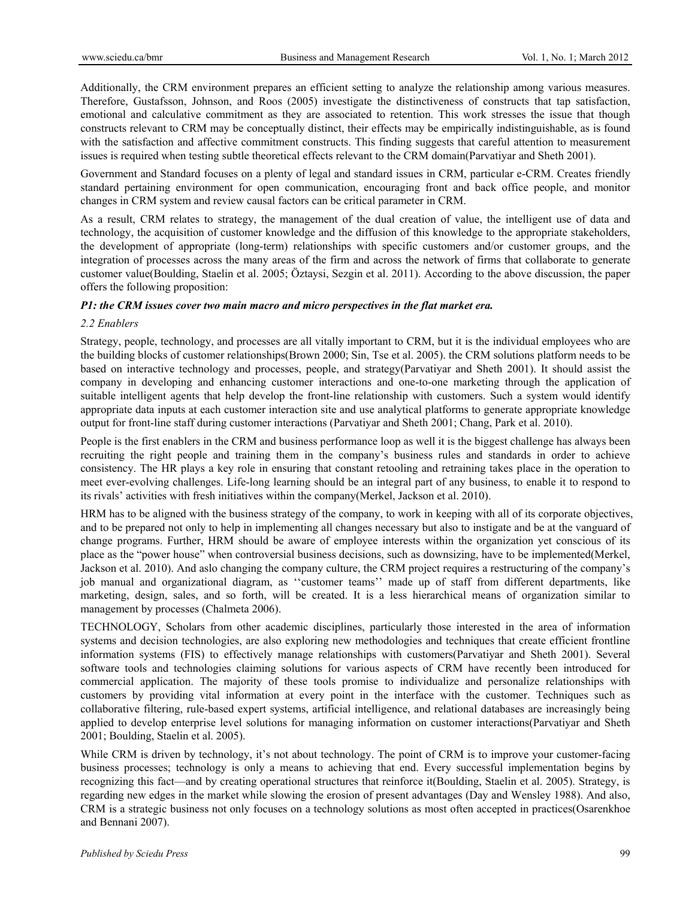Additionally, the CRM environment prepares an efficient setting to analyze the relationship among various measures. Therefore, Gustafsson, Johnson, and Roos (2005) investigate the distinctiveness of constructs that tap satisfaction, emotional and calculative commitment as they are associated to retention. This work stresses the issue that though constructs relevant to CRM may be conceptually distinct, their effects may be empirically indistinguishable, as is found with the satisfaction and affective commitment constructs. This finding suggests that careful attention to measurement issues is required when testing subtle theoretical effects relevant to the CRM domain(Parvatiyar and Sheth 2001).

Government and Standard focuses on a plenty of legal and standard issues in CRM, particular e-CRM. Creates friendly standard pertaining environment for open communication, encouraging front and back office people, and monitor changes in CRM system and review causal factors can be critical parameter in CRM.

As a result, CRM relates to strategy, the management of the dual creation of value, the intelligent use of data and technology, the acquisition of customer knowledge and the diffusion of this knowledge to the appropriate stakeholders, the development of appropriate (long-term) relationships with specific customers and/or customer groups, and the integration of processes across the many areas of the firm and across the network of firms that collaborate to generate customer value(Boulding, Staelin et al. 2005; Öztaysi, Sezgin et al. 2011). According to the above discussion, the paper offers the following proposition:

***P1: the CRM issues cover two main macro and micro perspectives in the flat market era.***

### *2.2 Enablers*

Strategy, people, technology, and processes are all vitally important to CRM, but it is the individual employees who are the building blocks of customer relationships(Brown 2000; Sin, Tse et al. 2005). the CRM solutions platform needs to be based on interactive technology and processes, people, and strategy(Parvatiyar and Sheth 2001). It should assist the company in developing and enhancing customer interactions and one-to-one marketing through the application of suitable intelligent agents that help develop the front-line relationship with customers. Such a system would identify appropriate data inputs at each customer interaction site and use analytical platforms to generate appropriate knowledge output for front-line staff during customer interactions (Parvatiyar and Sheth 2001; Chang, Park et al. 2010).

People is the first enablers in the CRM and business performance loop as well it is the biggest challenge has always been recruiting the right people and training them in the company's business rules and standards in order to achieve consistency. The HR plays a key role in ensuring that constant retooling and retraining takes place in the operation to meet ever-evolving challenges. Life-long learning should be an integral part of any business, to enable it to respond to its rivals' activities with fresh initiatives within the company(Merkel, Jackson et al. 2010).

HRM has to be aligned with the business strategy of the company, to work in keeping with all of its corporate objectives, and to be prepared not only to help in implementing all changes necessary but also to instigate and be at the vanguard of change programs. Further, HRM should be aware of employee interests within the organization yet conscious of its place as the "power house" when controversial business decisions, such as downsizing, have to be implemented(Merkel, Jackson et al. 2010). And aslo changing the company culture, the CRM project requires a restructuring of the company's job manual and organizational diagram, as ''customer teams'' made up of staff from different departments, like marketing, design, sales, and so forth, will be created. It is a less hierarchical means of organization similar to management by processes (Chalmeta 2006).

TECHNOLOGY, Scholars from other academic disciplines, particularly those interested in the area of information systems and decision technologies, are also exploring new methodologies and techniques that create efficient frontline information systems (FIS) to effectively manage relationships with customers(Parvatiyar and Sheth 2001). Several software tools and technologies claiming solutions for various aspects of CRM have recently been introduced for commercial application. The majority of these tools promise to individualize and personalize relationships with customers by providing vital information at every point in the interface with the customer. Techniques such as collaborative filtering, rule-based expert systems, artificial intelligence, and relational databases are increasingly being applied to develop enterprise level solutions for managing information on customer interactions(Parvatiyar and Sheth 2001; Boulding, Staelin et al. 2005).

While CRM is driven by technology, it's not about technology. The point of CRM is to improve your customer-facing business processes; technology is only a means to achieving that end. Every successful implementation begins by recognizing this fact—and by creating operational structures that reinforce it(Boulding, Staelin et al. 2005). Strategy, is regarding new edges in the market while slowing the erosion of present advantages (Day and Wensley 1988). And also, CRM is a strategic business not only focuses on a technology solutions as most often accepted in practices(Osarenkhoe and Bennani 2007).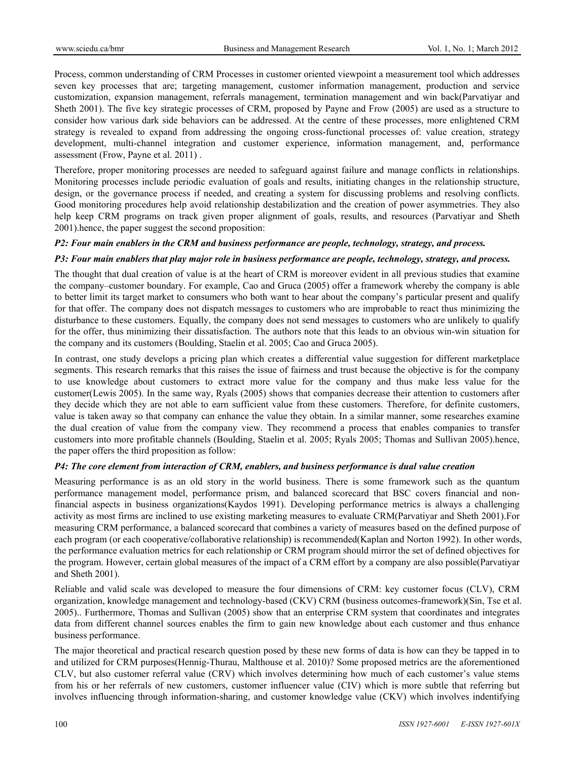Process, common understanding of CRM Processes in customer oriented viewpoint a measurement tool which addresses seven key processes that are; targeting management, customer information management, production and service customization, expansion management, referrals management, termination management and win back(Parvatiyar and Sheth 2001). The five key strategic processes of CRM, proposed by Payne and Frow (2005) are used as a structure to consider how various dark side behaviors can be addressed. At the centre of these processes, more enlightened CRM strategy is revealed to expand from addressing the ongoing cross-functional processes of: value creation, strategy development, multi-channel integration and customer experience, information management, and, performance assessment (Frow, Payne et al. 2011) .

Therefore, proper monitoring processes are needed to safeguard against failure and manage conflicts in relationships. Monitoring processes include periodic evaluation of goals and results, initiating changes in the relationship structure, design, or the governance process if needed, and creating a system for discussing problems and resolving conflicts. Good monitoring procedures help avoid relationship destabilization and the creation of power asymmetries. They also help keep CRM programs on track given proper alignment of goals, results, and resources (Parvatiyar and Sheth 2001).hence, the paper suggest the second proposition:

***P2: Four main enablers in the CRM and business performance are people, technology, strategy, and process.***

***P3: Four main enablers that play major role in business performance are people, technology, strategy, and process.***

The thought that dual creation of value is at the heart of CRM is moreover evident in all previous studies that examine the company–customer boundary. For example, Cao and Gruca (2005) offer a framework whereby the company is able to better limit its target market to consumers who both want to hear about the company's particular present and qualify for that offer. The company does not dispatch messages to customers who are improbable to react thus minimizing the disturbance to these customers. Equally, the company does not send messages to customers who are unlikely to qualify for the offer, thus minimizing their dissatisfaction. The authors note that this leads to an obvious win-win situation for the company and its customers (Boulding, Staelin et al. 2005; Cao and Gruca 2005).

In contrast, one study develops a pricing plan which creates a differential value suggestion for different marketplace segments. This research remarks that this raises the issue of fairness and trust because the objective is for the company to use knowledge about customers to extract more value for the company and thus make less value for the customer(Lewis 2005). In the same way, Ryals (2005) shows that companies decrease their attention to customers after they decide which they are not able to earn sufficient value from these customers. Therefore, for definite customers, value is taken away so that company can enhance the value they obtain. In a similar manner, some researches examine the dual creation of value from the company view. They recommend a process that enables companies to transfer customers into more profitable channels (Boulding, Staelin et al. 2005; Ryals 2005; Thomas and Sullivan 2005).hence, the paper offers the third proposition as follow:

***P4: The core element from interaction of CRM, enablers, and business performance is dual value creation***

Measuring performance is as an old story in the world business. There is some framework such as the quantum performance management model, performance prism, and balanced scorecard that BSC covers financial and non-financial aspects in business organizations(Kaydos 1991). Developing performance metrics is always a challenging activity as most firms are inclined to use existing marketing measures to evaluate CRM(Parvatiyar and Sheth 2001).For measuring CRM performance, a balanced scorecard that combines a variety of measures based on the defined purpose of each program (or each cooperative/collaborative relationship) is recommended(Kaplan and Norton 1992). In other words, the performance evaluation metrics for each relationship or CRM program should mirror the set of defined objectives for the program. However, certain global measures of the impact of a CRM effort by a company are also possible(Parvatiyar and Sheth 2001).

Reliable and valid scale was developed to measure the four dimensions of CRM: key customer focus (CLV), CRM organization, knowledge management and technology-based (CKV) CRM (business outcomes-framework)(Sin, Tse et al. 2005).. Furthermore, Thomas and Sullivan (2005) show that an enterprise CRM system that coordinates and integrates data from different channel sources enables the firm to gain new knowledge about each customer and thus enhance business performance.

The major theoretical and practical research question posed by these new forms of data is how can they be tapped in to and utilized for CRM purposes(Hennig-Thurau, Malthouse et al. 2010)? Some proposed metrics are the aforementioned CLV, but also customer referral value (CRV) which involves determining how much of each customer's value stems from his or her referrals of new customers, customer influencer value (CIV) which is more subtle that referring but involves influencing through information-sharing, and customer knowledge value (CKV) which involves indentifying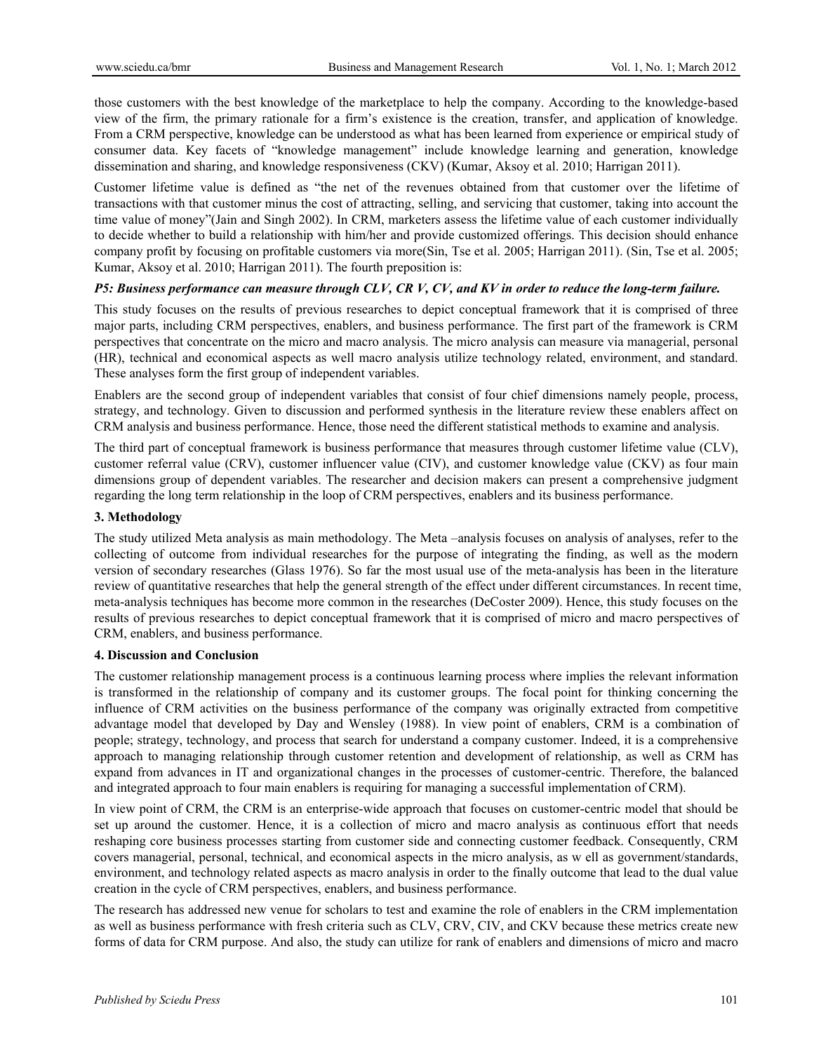those customers with the best knowledge of the marketplace to help the company. According to the knowledge-based view of the firm, the primary rationale for a firm's existence is the creation, transfer, and application of knowledge. From a CRM perspective, knowledge can be understood as what has been learned from experience or empirical study of consumer data. Key facets of "knowledge management" include knowledge learning and generation, knowledge dissemination and sharing, and knowledge responsiveness (CKV) (Kumar, Aksoy et al. 2010; Harrigan 2011).

Customer lifetime value is defined as "the net of the revenues obtained from that customer over the lifetime of transactions with that customer minus the cost of attracting, selling, and servicing that customer, taking into account the time value of money"(Jain and Singh 2002). In CRM, marketers assess the lifetime value of each customer individually to decide whether to build a relationship with him/her and provide customized offerings. This decision should enhance company profit by focusing on profitable customers via more(Sin, Tse et al. 2005; Harrigan 2011). (Sin, Tse et al. 2005; Kumar, Aksoy et al. 2010; Harrigan 2011). The fourth preposition is:

***P5: Business performance can measure through CLV, CR V, CV, and KV in order to reduce the long-term failure.***

This study focuses on the results of previous researches to depict conceptual framework that it is comprised of three major parts, including CRM perspectives, enablers, and business performance. The first part of the framework is CRM perspectives that concentrate on the micro and macro analysis. The micro analysis can measure via managerial, personal (HR), technical and economical aspects as well macro analysis utilize technology related, environment, and standard. These analyses form the first group of independent variables.

Enablers are the second group of independent variables that consist of four chief dimensions namely people, process, strategy, and technology. Given to discussion and performed synthesis in the literature review these enablers affect on CRM analysis and business performance. Hence, those need the different statistical methods to examine and analysis.

The third part of conceptual framework is business performance that measures through customer lifetime value (CLV), customer referral value (CRV), customer influencer value (CIV), and customer knowledge value (CKV) as four main dimensions group of dependent variables. The researcher and decision makers can present a comprehensive judgment regarding the long term relationship in the loop of CRM perspectives, enablers and its business performance.

## 3. Methodology

The study utilized Meta analysis as main methodology. The Meta –analysis focuses on analysis of analyses, refer to the collecting of outcome from individual researches for the purpose of integrating the finding, as well as the modern version of secondary researches (Glass 1976). So far the most usual use of the meta-analysis has been in the literature review of quantitative researches that help the general strength of the effect under different circumstances. In recent time, meta-analysis techniques has become more common in the researches (DeCoster 2009). Hence, this study focuses on the results of previous researches to depict conceptual framework that it is comprised of micro and macro perspectives of CRM, enablers, and business performance.

## 4. Discussion and Conclusion

The customer relationship management process is a continuous learning process where implies the relevant information is transformed in the relationship of company and its customer groups. The focal point for thinking concerning the influence of CRM activities on the business performance of the company was originally extracted from competitive advantage model that developed by Day and Wensley (1988). In view point of enablers, CRM is a combination of people; strategy, technology, and process that search for understand a company customer. Indeed, it is a comprehensive approach to managing relationship through customer retention and development of relationship, as well as CRM has expand from advances in IT and organizational changes in the processes of customer-centric. Therefore, the balanced and integrated approach to four main enablers is requiring for managing a successful implementation of CRM).

In view point of CRM, the CRM is an enterprise-wide approach that focuses on customer-centric model that should be set up around the customer. Hence, it is a collection of micro and macro analysis as continuous effort that needs reshaping core business processes starting from customer side and connecting customer feedback. Consequently, CRM covers managerial, personal, technical, and economical aspects in the micro analysis, as w ell as government/standards, environment, and technology related aspects as macro analysis in order to the finally outcome that lead to the dual value creation in the cycle of CRM perspectives, enablers, and business performance.

The research has addressed new venue for scholars to test and examine the role of enablers in the CRM implementation as well as business performance with fresh criteria such as CLV, CRV, CIV, and CKV because these metrics create new forms of data for CRM purpose. And also, the study can utilize for rank of enablers and dimensions of micro and macro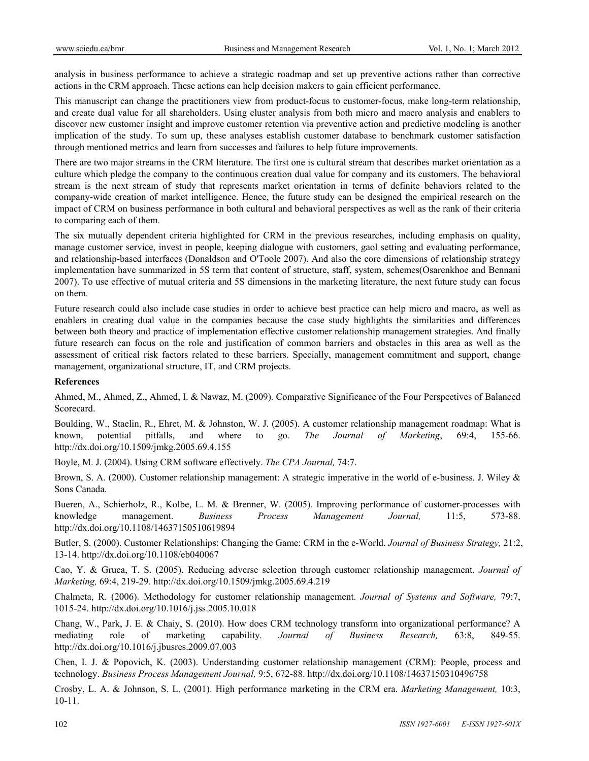analysis in business performance to achieve a strategic roadmap and set up preventive actions rather than corrective actions in the CRM approach. These actions can help decision makers to gain efficient performance.

This manuscript can change the practitioners view from product-focus to customer-focus, make long-term relationship, and create dual value for all shareholders. Using cluster analysis from both micro and macro analysis and enablers to discover new customer insight and improve customer retention via preventive action and predictive modeling is another implication of the study. To sum up, these analyses establish customer database to benchmark customer satisfaction through mentioned metrics and learn from successes and failures to help future improvements.

There are two major streams in the CRM literature. The first one is cultural stream that describes market orientation as a culture which pledge the company to the continuous creation dual value for company and its customers. The behavioral stream is the next stream of study that represents market orientation in terms of definite behaviors related to the company-wide creation of market intelligence. Hence, the future study can be designed the empirical research on the impact of CRM on business performance in both cultural and behavioral perspectives as well as the rank of their criteria to comparing each of them.

The six mutually dependent criteria highlighted for CRM in the previous researches, including emphasis on quality, manage customer service, invest in people, keeping dialogue with customers, gaol setting and evaluating performance, and relationship-based interfaces (Donaldson and O'Toole 2007). And also the core dimensions of relationship strategy implementation have summarized in 5S term that content of structure, staff, system, schemes(Osarenkhoe and Bennani 2007). To use effective of mutual criteria and 5S dimensions in the marketing literature, the next future study can focus on them.

Future research could also include case studies in order to achieve best practice can help micro and macro, as well as enablers in creating dual value in the companies because the case study highlights the similarities and differences between both theory and practice of implementation effective customer relationship management strategies. And finally future research can focus on the role and justification of common barriers and obstacles in this area as well as the assessment of critical risk factors related to these barriers. Specially, management commitment and support, change management, organizational structure, IT, and CRM projects.

**References**

Ahmed, M., Ahmed, Z., Ahmed, I. & Nawaz, M. (2009). Comparative Significance of the Four Perspectives of Balanced Scorecard.

Boulding, W., Staelin, R., Ehret, M. & Johnston, W. J. (2005). A customer relationship management roadmap: What is known, potential pitfalls, and where to go. *The Journal of Marketing*, 69:4, 155-66. http://dx.doi.org/10.1509/jmkg.2005.69.4.155

Boyle, M. J. (2004). Using CRM software effectively. *The CPA Journal,* 74:7.

Brown, S. A. (2000). Customer relationship management: A strategic imperative in the world of e-business. J. Wiley & Sons Canada.

Bueren, A., Schierholz, R., Kolbe, L. M. & Brenner, W. (2005). Improving performance of customer-processes with knowledge management. *Business Process Management Journal,* 11:5, 573-88. http://dx.doi.org/10.1108/14637150510619894

Butler, S. (2000). Customer Relationships: Changing the Game: CRM in the e-World. *Journal of Business Strategy,* 21:2, 13-14. http://dx.doi.org/10.1108/eb040067

Cao, Y. & Gruca, T. S. (2005). Reducing adverse selection through customer relationship management. *Journal of Marketing,* 69:4, 219-29. http://dx.doi.org/10.1509/jmkg.2005.69.4.219

Chalmeta, R. (2006). Methodology for customer relationship management. *Journal of Systems and Software,* 79:7, 1015-24. http://dx.doi.org/10.1016/j.jss.2005.10.018

Chang, W., Park, J. E. & Chaiy, S. (2010). How does CRM technology transform into organizational performance? A mediating role of marketing capability. *Journal of Business Research,* 63:8, 849-55. http://dx.doi.org/10.1016/j.jbusres.2009.07.003

Chen, I. J. & Popovich, K. (2003). Understanding customer relationship management (CRM): People, process and technology. *Business Process Management Journal,* 9:5, 672-88. http://dx.doi.org/10.1108/14637150310496758

Crosby, L. A. & Johnson, S. L. (2001). High performance marketing in the CRM era. *Marketing Management,* 10:3, 10-11.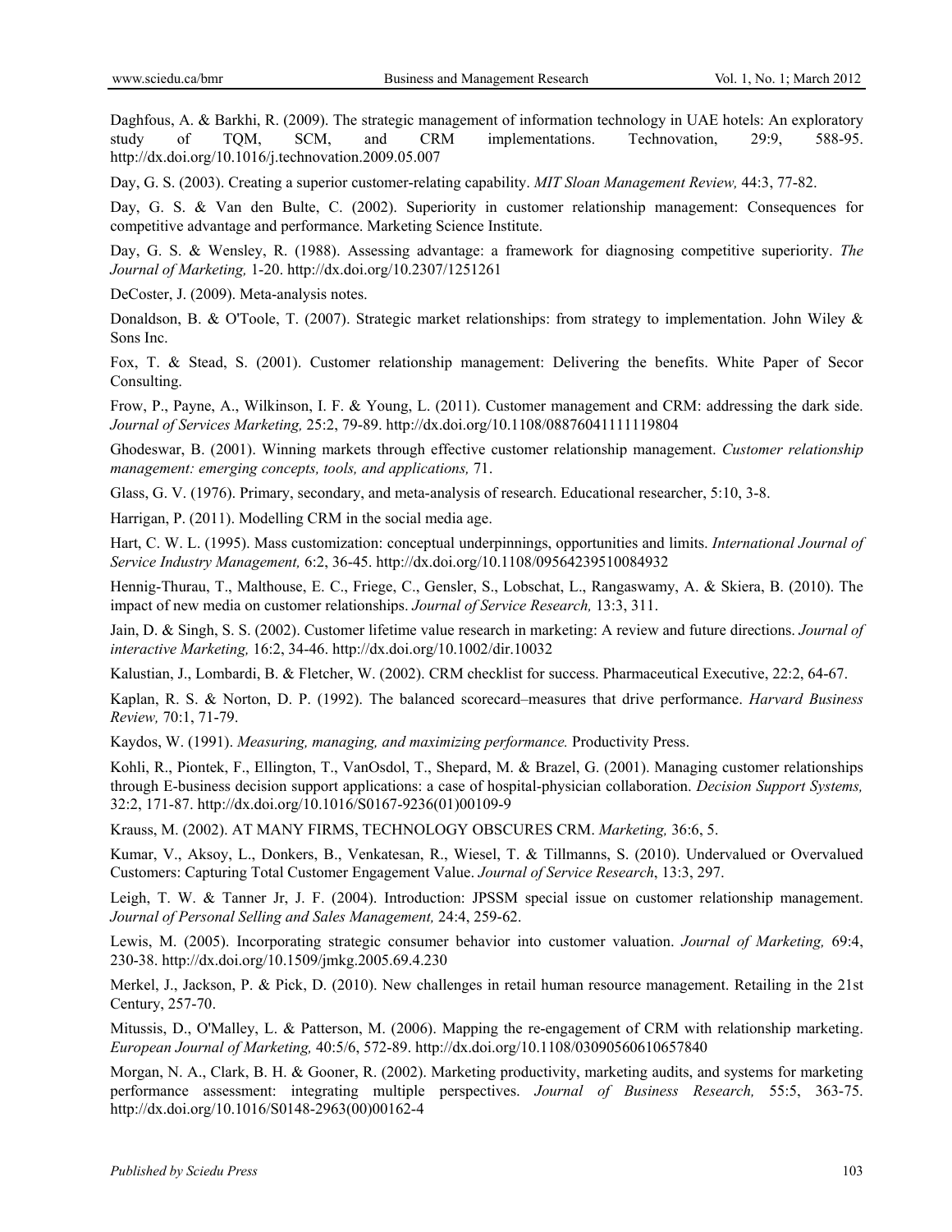Daghfous, A. & Barkhi, R. (2009). The strategic management of information technology in UAE hotels: An exploratory study of TQM, SCM, and CRM implementations. Technovation, 29:9, 588-95. http://dx.doi.org/10.1016/j.technovation.2009.05.007

Day, G. S. (2003). Creating a superior customer-relating capability. *MIT Sloan Management Review,* 44:3, 77-82.

Day, G. S. & Van den Bulte, C. (2002). Superiority in customer relationship management: Consequences for competitive advantage and performance. Marketing Science Institute.

Day, G. S. & Wensley, R. (1988). Assessing advantage: a framework for diagnosing competitive superiority. *The Journal of Marketing,* 1-20. http://dx.doi.org/10.2307/1251261

DeCoster, J. (2009). Meta-analysis notes.

Donaldson, B. & O'Toole, T. (2007). Strategic market relationships: from strategy to implementation. John Wiley & Sons Inc.

Fox, T. & Stead, S. (2001). Customer relationship management: Delivering the benefits. White Paper of Secor Consulting.

Frow, P., Payne, A., Wilkinson, I. F. & Young, L. (2011). Customer management and CRM: addressing the dark side. *Journal of Services Marketing,* 25:2, 79-89. http://dx.doi.org/10.1108/08876041111119804

Ghodeswar, B. (2001). Winning markets through effective customer relationship management. *Customer relationship management: emerging concepts, tools, and applications,* 71.

Glass, G. V. (1976). Primary, secondary, and meta-analysis of research. Educational researcher, 5:10, 3-8.

Harrigan, P. (2011). Modelling CRM in the social media age.

Hart, C. W. L. (1995). Mass customization: conceptual underpinnings, opportunities and limits. *International Journal of Service Industry Management,* 6:2, 36-45. http://dx.doi.org/10.1108/09564239510084932

Hennig-Thurau, T., Malthouse, E. C., Friege, C., Gensler, S., Lobschat, L., Rangaswamy, A. & Skiera, B. (2010). The impact of new media on customer relationships. *Journal of Service Research,* 13:3, 311.

Jain, D. & Singh, S. S. (2002). Customer lifetime value research in marketing: A review and future directions. *Journal of interactive Marketing,* 16:2, 34-46. http://dx.doi.org/10.1002/dir.10032

Kalustian, J., Lombardi, B. & Fletcher, W. (2002). CRM checklist for success. Pharmaceutical Executive, 22:2, 64-67.

Kaplan, R. S. & Norton, D. P. (1992). The balanced scorecard–measures that drive performance. *Harvard Business Review,* 70:1, 71-79.

Kaydos, W. (1991). *Measuring, managing, and maximizing performance.* Productivity Press.

Kohli, R., Piontek, F., Ellington, T., VanOsdol, T., Shepard, M. & Brazel, G. (2001). Managing customer relationships through E-business decision support applications: a case of hospital-physician collaboration. *Decision Support Systems,* 32:2, 171-87. http://dx.doi.org/10.1016/S0167-9236(01)00109-9

Krauss, M. (2002). AT MANY FIRMS, TECHNOLOGY OBSCURES CRM. *Marketing,* 36:6, 5.

Kumar, V., Aksoy, L., Donkers, B., Venkatesan, R., Wiesel, T. & Tillmanns, S. (2010). Undervalued or Overvalued Customers: Capturing Total Customer Engagement Value. *Journal of Service Research*, 13:3, 297.

Leigh, T. W. & Tanner Jr, J. F. (2004). Introduction: JPSSM special issue on customer relationship management. *Journal of Personal Selling and Sales Management,* 24:4, 259-62.

Lewis, M. (2005). Incorporating strategic consumer behavior into customer valuation. *Journal of Marketing,* 69:4, 230-38. http://dx.doi.org/10.1509/jmkg.2005.69.4.230

Merkel, J., Jackson, P. & Pick, D. (2010). New challenges in retail human resource management. Retailing in the 21st Century, 257-70.

Mitussis, D., O'Malley, L. & Patterson, M. (2006). Mapping the re-engagement of CRM with relationship marketing. *European Journal of Marketing,* 40:5/6, 572-89. http://dx.doi.org/10.1108/03090560610657840

Morgan, N. A., Clark, B. H. & Gooner, R. (2002). Marketing productivity, marketing audits, and systems for marketing performance assessment: integrating multiple perspectives. *Journal of Business Research,* 55:5, 363-75. http://dx.doi.org/10.1016/S0148-2963(00)00162-4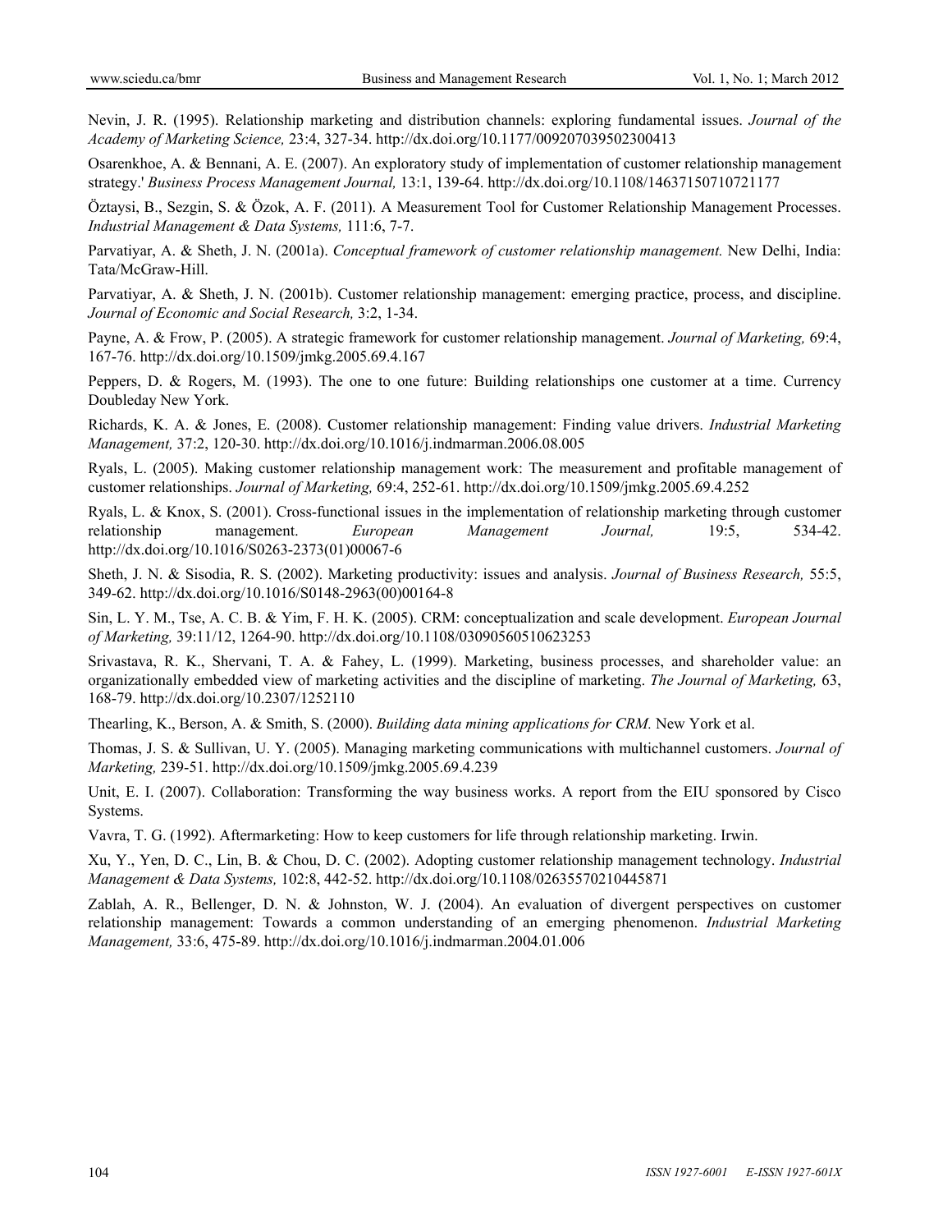Nevin, J. R. (1995). Relationship marketing and distribution channels: exploring fundamental issues. *Journal of the Academy of Marketing Science,* 23:4, 327-34. http://dx.doi.org/10.1177/009207039502300413

Osarenkhoe, A. & Bennani, A. E. (2007). An exploratory study of implementation of customer relationship management strategy.' *Business Process Management Journal,* 13:1, 139-64. http://dx.doi.org/10.1108/14637150710721177

Öztaysi, B., Sezgin, S. & Özok, A. F. (2011). A Measurement Tool for Customer Relationship Management Processes. *Industrial Management & Data Systems,* 111:6, 7-7.

Parvatiyar, A. & Sheth, J. N. (2001a). *Conceptual framework of customer relationship management.* New Delhi, India: Tata/McGraw-Hill.

Parvatiyar, A. & Sheth, J. N. (2001b). Customer relationship management: emerging practice, process, and discipline. *Journal of Economic and Social Research,* 3:2, 1-34.

Payne, A. & Frow, P. (2005). A strategic framework for customer relationship management. *Journal of Marketing,* 69:4, 167-76. http://dx.doi.org/10.1509/jmkg.2005.69.4.167

Peppers, D. & Rogers, M. (1993). The one to one future: Building relationships one customer at a time. Currency Doubleday New York.

Richards, K. A. & Jones, E. (2008). Customer relationship management: Finding value drivers. *Industrial Marketing Management,* 37:2, 120-30. http://dx.doi.org/10.1016/j.indmarman.2006.08.005

Ryals, L. (2005). Making customer relationship management work: The measurement and profitable management of customer relationships. *Journal of Marketing,* 69:4, 252-61. http://dx.doi.org/10.1509/jmkg.2005.69.4.252

Ryals, L. & Knox, S. (2001). Cross-functional issues in the implementation of relationship marketing through customer relationship management. *European Management Journal,* 19:5, 534-42. http://dx.doi.org/10.1016/S0263-2373(01)00067-6

Sheth, J. N. & Sisodia, R. S. (2002). Marketing productivity: issues and analysis. *Journal of Business Research,* 55:5, 349-62. http://dx.doi.org/10.1016/S0148-2963(00)00164-8

Sin, L. Y. M., Tse, A. C. B. & Yim, F. H. K. (2005). CRM: conceptualization and scale development. *European Journal of Marketing,* 39:11/12, 1264-90. http://dx.doi.org/10.1108/03090560510623253

Srivastava, R. K., Shervani, T. A. & Fahey, L. (1999). Marketing, business processes, and shareholder value: an organizationally embedded view of marketing activities and the discipline of marketing. *The Journal of Marketing,* 63, 168-79. http://dx.doi.org/10.2307/1252110

Thearling, K., Berson, A. & Smith, S. (2000). *Building data mining applications for CRM.* New York et al.

Thomas, J. S. & Sullivan, U. Y. (2005). Managing marketing communications with multichannel customers. *Journal of Marketing,* 239-51. http://dx.doi.org/10.1509/jmkg.2005.69.4.239

Unit, E. I. (2007). Collaboration: Transforming the way business works. A report from the EIU sponsored by Cisco Systems.

Vavra, T. G. (1992). Aftermarketing: How to keep customers for life through relationship marketing. Irwin.

Xu, Y., Yen, D. C., Lin, B. & Chou, D. C. (2002). Adopting customer relationship management technology. *Industrial Management & Data Systems,* 102:8, 442-52. http://dx.doi.org/10.1108/02635570210445871

Zablah, A. R., Bellenger, D. N. & Johnston, W. J. (2004). An evaluation of divergent perspectives on customer relationship management: Towards a common understanding of an emerging phenomenon. *Industrial Marketing Management,* 33:6, 475-89. http://dx.doi.org/10.1016/j.indmarman.2004.01.006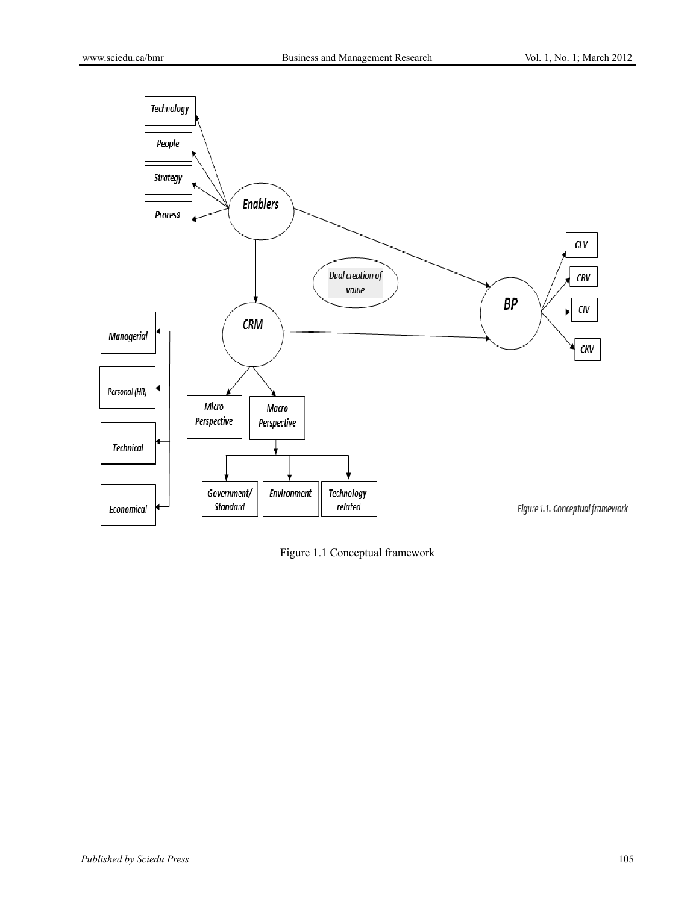Technology

People

Strategy

Process

Enablers

Dual creation of value

CLV

CRV

CIV

CKV

BP

CRM

Managerial

Personal (HR)

Technical

Economical

Micro Perspective

Macro Perspective

Government/ Standard

Environment

Technology-related

Figure 1.1. Conceptual framework

Figure 1.1 Conceptual framework